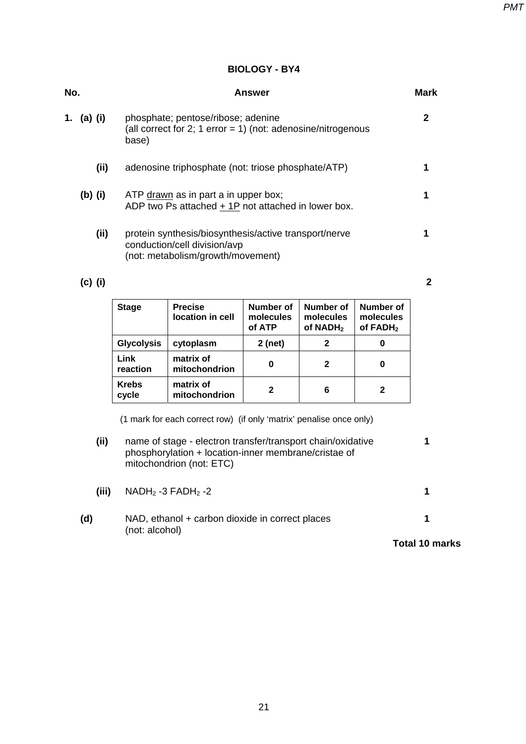# BIOLOGY - BY4

| No. | Answer | Mark |
|---|---|---|
| **1. (a) (i)** | phosphate; pentose/ribose; adenine<br>(all correct for 2; 1 error = 1) (not: adenosine/nitrogenous base) | **2** |
| **(ii)** | adenosine triphosphate (not: triose phosphate/ATP) | **1** |
| **(b) (i)** | ATP drawn as in part a in upper box;<br>ADP two Ps attached + 1P not attached in lower box. | **1** |
| **(ii)** | protein synthesis/biosynthesis/active transport/nerve conduction/cell division/avp<br>(not: metabolism/growth/movement) | **1** |
| **(c) (i)** | | **2** |

| Stage | Precise location in cell | Number of molecules of ATP | Number of molecules of $NADH_2$ | Number of molecules of $FADH_2$ |
|---|---|---|---|---|
| **Glycolysis** | **cytoplasm** | **2 (net)** | **2** | **0** |
| **Link reaction** | **matrix of mitochondrion** | **0** | **2** | **0** |
| **Krebs cycle** | **matrix of mitochondrion** | **2** | **6** | **2** |

(1 mark for each correct row) (if only 'matrix' penalise once only)

| No. | Answer | Mark |
|---|---|---|
| **(ii)** | name of stage - electron transfer/transport chain/oxidative phosphorylation + location-inner membrane/cristae of mitochondrion (not: ETC) | **1** |
| **(iii)** | $NADH_2$ -3 $FADH_2$ -2 | **1** |
| **(d)** | NAD, ethanol + carbon dioxide in correct places<br>(not: alcohol) | **1** |

**Total 10 marks**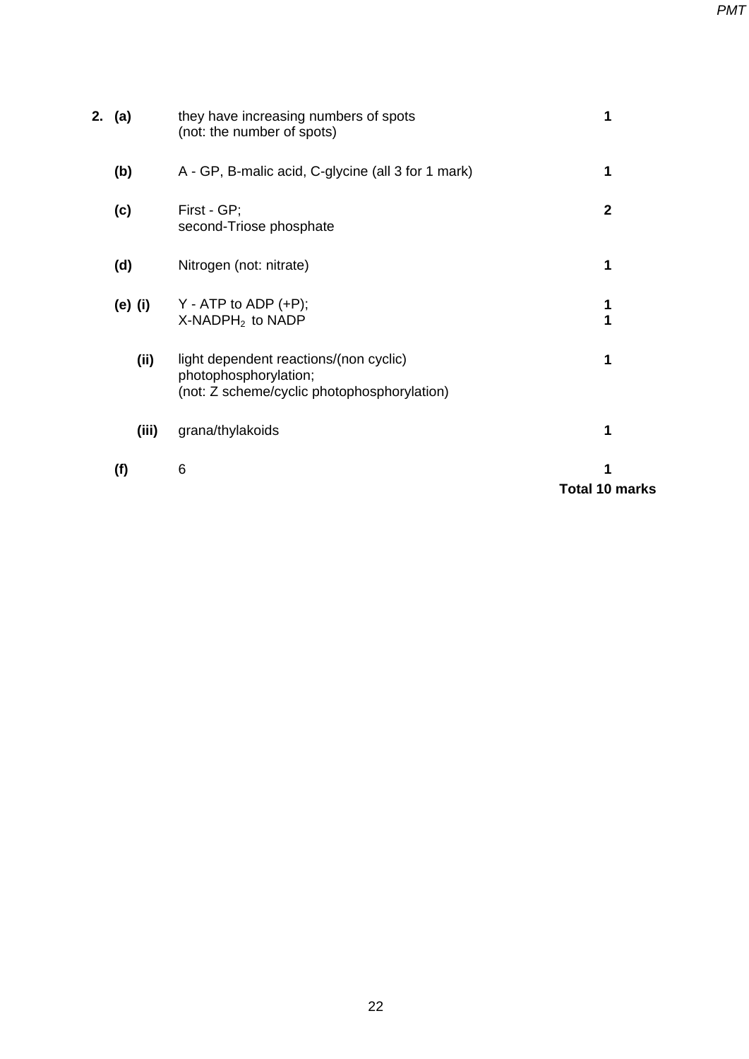| | | | |
|---|---|---|---|
| **2.** | **(a)** | they have increasing numbers of spots<br>(not: the number of spots) | **1** |
| | **(b)** | A - GP, B-malic acid, C-glycine (all 3 for 1 mark) | **1** |
| | **(c)** | First - GP;<br>second-Triose phosphate | **2** |
| | **(d)** | Nitrogen (not: nitrate) | **1** |
| | **(e) (i)** | Y - ATP to ADP (+P);<br>X-$NADPH_2$ to NADP | **1**<br>**1** |
| | **(ii)** | light dependent reactions/(non cyclic) photophosphorylation;<br>(not: Z scheme/cyclic photophosphorylation) | **1** |
| | **(iii)** | grana/thylakoids | **1** |
| | **(f)** | 6 | **1** |
| | | | **Total 10 marks** |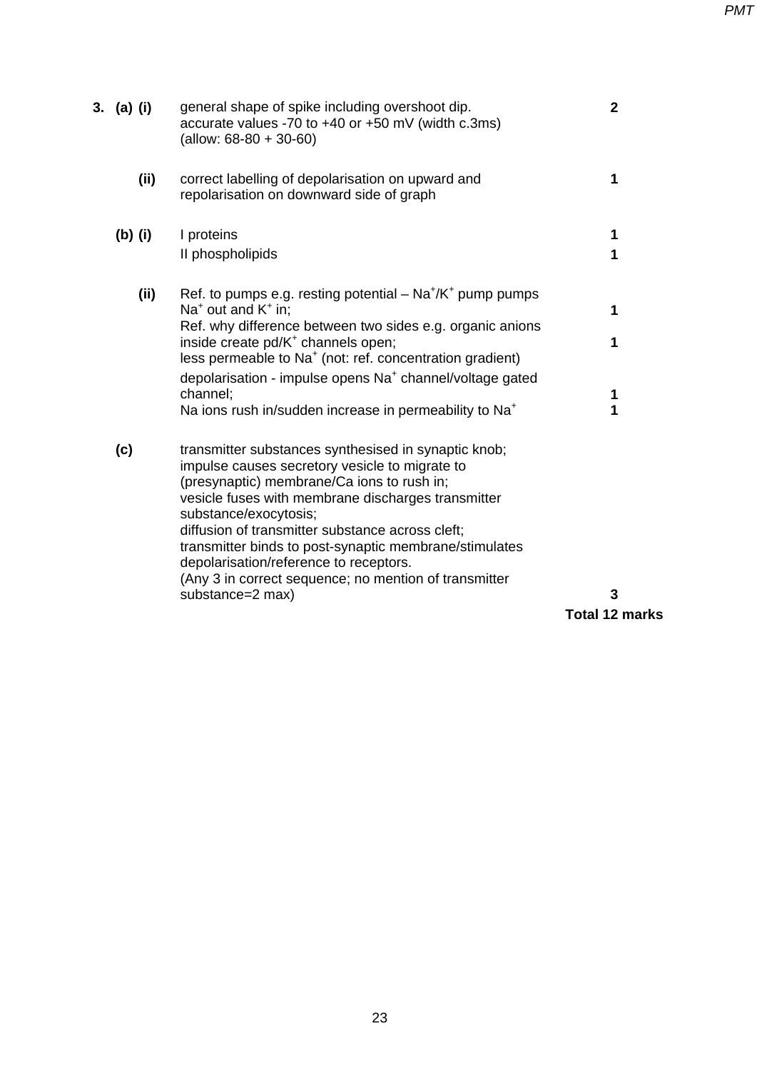| Question | | Answer | Marks |
|---|---|---|---|
| 3. (a) | (i) | general shape of spike including overshoot dip.<br>accurate values -70 to +40 or +50 mV (width c.3ms)<br>(allow: 68-80 + 30-60) | 2 |
| | (ii) | correct labelling of depolarisation on upward and repolarisation on downward side of graph | 1 |
| (b) | (i) | I proteins | 1 |
| | | II phospholipids | 1 |
| | (ii) | Ref. to pumps e.g. resting potential – $Na^+/K^+$ pump pumps $Na^+$ out and $K^+$ in; | 1 |
| | | Ref. why difference between two sides e.g. organic anions inside create pd/$K^+$ channels open;<br>less permeable to $Na^+$ (not: ref. concentration gradient) | 1 |
| | | depolarisation - impulse opens $Na^+$ channel/voltage gated channel; | 1 |
| | | Na ions rush in/sudden increase in permeability to $Na^+$ | 1 |
| (c) | | transmitter substances synthesised in synaptic knob;<br>impulse causes secretory vesicle to migrate to (presynaptic) membrane/Ca ions to rush in;<br>vesicle fuses with membrane discharges transmitter substance/exocytosis;<br>diffusion of transmitter substance across cleft;<br>transmitter binds to post-synaptic membrane/stimulates depolarisation/reference to receptors.<br>(Any 3 in correct sequence; no mention of transmitter substance=2 max) | 3 |
| | | | **Total 12 marks** |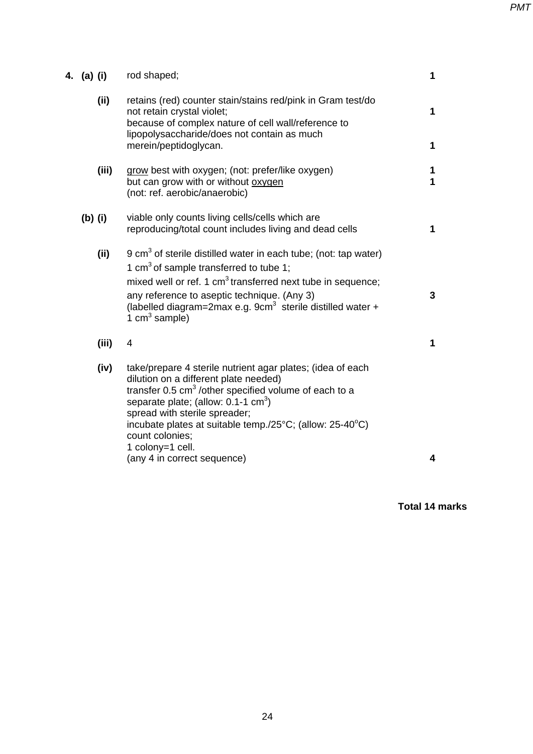| Question | | | Answer | Marks |
|---|---|---|---|---|
| 4. | (a) | (i) | rod shaped; | 1 |
| | | (ii) | retains (red) counter stain/stains red/pink in Gram test/do not retain crystal violet; | 1 |
| | | | because of complex nature of cell wall/reference to lipopolysaccharide/does not contain as much merein/peptidoglycan. | 1 |
| | | (iii) | grow best with oxygen; (not: prefer/like oxygen) | 1 |
| | | | but can grow with or without oxygen (not: ref. aerobic/anaerobic) | 1 |
| | (b) | (i) | viable only counts living cells/cells which are reproducing/total count includes living and dead cells | 1 |
| | | (ii) | 9 $cm^3$ of sterile distilled water in each tube; (not: tap water)<br>1 $cm^3$ of sample transferred to tube 1;<br>mixed well or ref. 1 $cm^3$ transferred next tube in sequence;<br>any reference to aseptic technique. (Any 3)<br>(labelled diagram=2max e.g. 9$cm^3$ sterile distilled water + 1 $cm^3$ sample) | 3 |
| | | (iii) | 4 | 1 |
| | | (iv) | take/prepare 4 sterile nutrient agar plates; (idea of each dilution on a different plate needed)<br>transfer 0.5 $cm^3$ /other specified volume of each to a separate plate; (allow: 0.1-1 $cm^3$)<br>spread with sterile spreader;<br>incubate plates at suitable temp./25°C; (allow: 25-40°C)<br>count colonies;<br>1 colony=1 cell.<br>(any 4 in correct sequence) | 4 |

**Total 14 marks**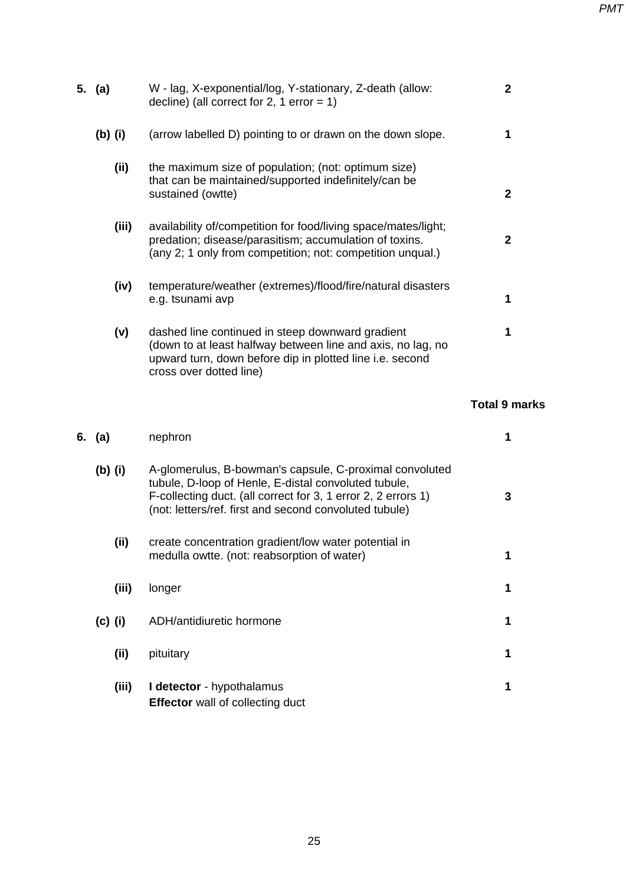| Question | | Answer | Marks |
|---|---|---|---|
| **5.** | **(a)** | W - lag, X-exponential/log, Y-stationary, Z-death (allow: decline) (all correct for 2, 1 error = 1) | **2** |
| | **(b) (i)** | (arrow labelled D) pointing to or drawn on the down slope. | **1** |
| | **(ii)** | the maximum size of population; (not: optimum size) that can be maintained/supported indefinitely/can be sustained (owtte) | **2** |
| | **(iii)** | availability of/competition for food/living space/mates/light; predation; disease/parasitism; accumulation of toxins. (any 2; 1 only from competition; not: competition unqual.) | **2** |
| | **(iv)** | temperature/weather (extremes)/flood/fire/natural disasters e.g. tsunami avp | **1** |
| | **(v)** | dashed line continued in steep downward gradient (down to at least halfway between line and axis, no lag, no upward turn, down before dip in plotted line i.e. second cross over dotted line) | **1** |
| | | | **Total 9 marks** |
| **6.** | **(a)** | nephron | **1** |
| | **(b) (i)** | A-glomerulus, B-bowman's capsule, C-proximal convoluted tubule, D-loop of Henle, E-distal convoluted tubule, F-collecting duct. (all correct for 3, 1 error 2, 2 errors 1) (not: letters/ref. first and second convoluted tubule) | **3** |
| | **(ii)** | create concentration gradient/low water potential in medulla owtte. (not: reabsorption of water) | **1** |
| | **(iii)** | longer | **1** |
| | **(c) (i)** | ADH/antidiuretic hormone | **1** |
| | **(ii)** | pituitary | **1** |
| | **(iii)** | **I detector** - hypothalamus<br>**Effector** wall of collecting duct | **1** |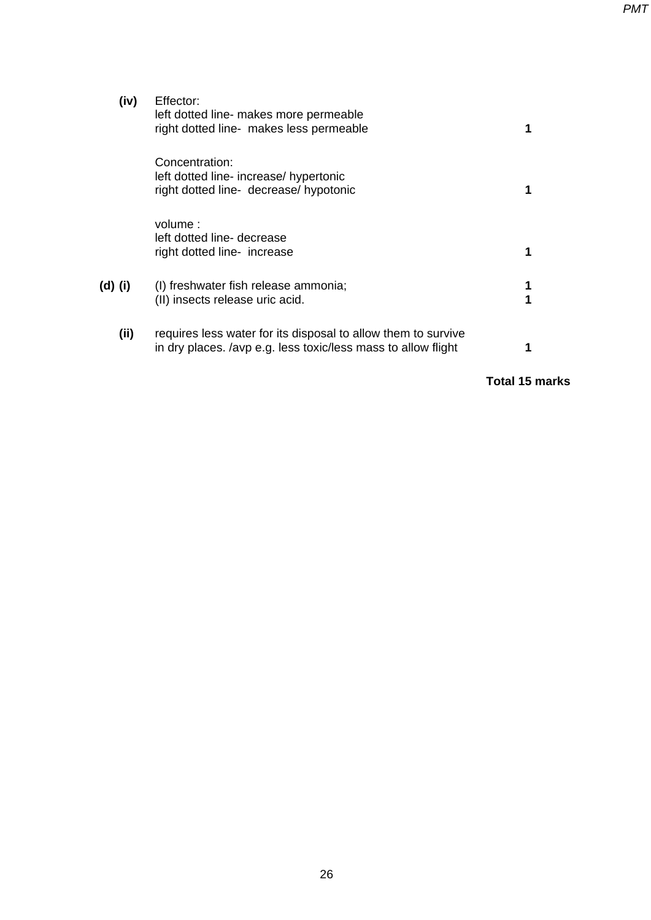| | | |
|---|---|---|
| **(iv)** | Effector:<br>left dotted line- makes more permeable<br>right dotted line- makes less permeable | **1** |
| | Concentration:<br>left dotted line- increase/ hypertonic<br>right dotted line- decrease/ hypotonic | **1** |
| | volume :<br>left dotted line- decrease<br>right dotted line- increase | **1** |
| **(d) (i)** | (I) freshwater fish release ammonia;<br>(II) insects release uric acid. | **1**<br>**1** |
| **(ii)** | requires less water for its disposal to allow them to survive in dry places. /avp e.g. less toxic/less mass to allow flight | **1** |

**Total 15 marks**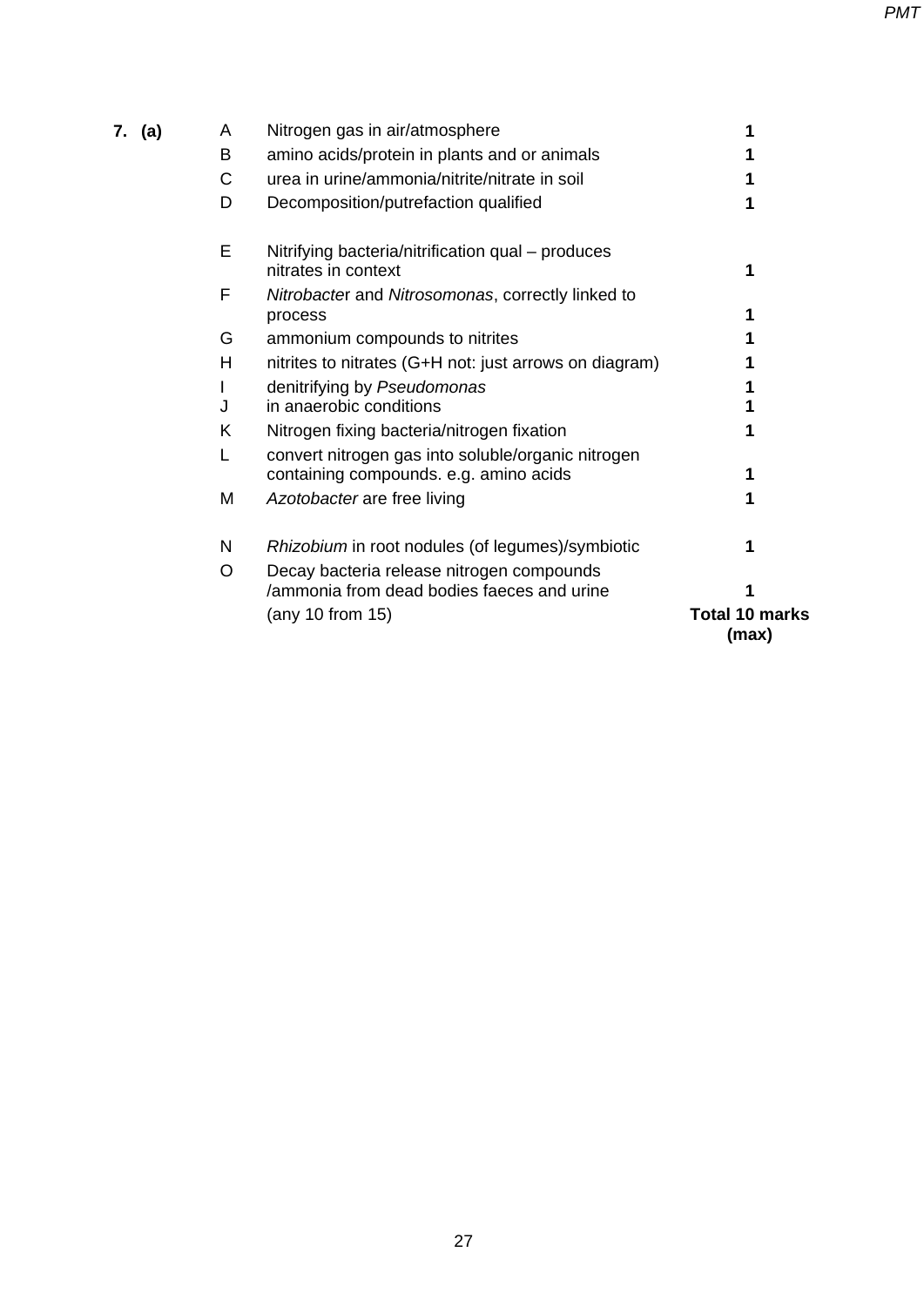| | | | |
|---|---|---|---|
| **7. (a)** | A | Nitrogen gas in air/atmosphere | **1** |
| | B | amino acids/protein in plants and or animals | **1** |
| | C | urea in urine/ammonia/nitrite/nitrate in soil | **1** |
| | D | Decomposition/putrefaction qualified | **1** |
| | E | Nitrifying bacteria/nitrification qual – produces nitrates in context | **1** |
| | F | *Nitrobacter* and *Nitrosomonas*, correctly linked to process | **1** |
| | G | ammonium compounds to nitrites | **1** |
| | H | nitrites to nitrates (G+H not: just arrows on diagram) | **1** |
| | I | denitrifying by *Pseudomonas* | **1** |
| | J | in anaerobic conditions | **1** |
| | K | Nitrogen fixing bacteria/nitrogen fixation | **1** |
| | L | convert nitrogen gas into soluble/organic nitrogen containing compounds. e.g. amino acids | **1** |
| | M | *Azotobacter* are free living | **1** |
| | N | *Rhizobium* in root nodules (of legumes)/symbiotic | **1** |
| | O | Decay bacteria release nitrogen compounds /ammonia from dead bodies faeces and urine | **1** |
| | | (any 10 from 15) | **Total 10 marks (max)** |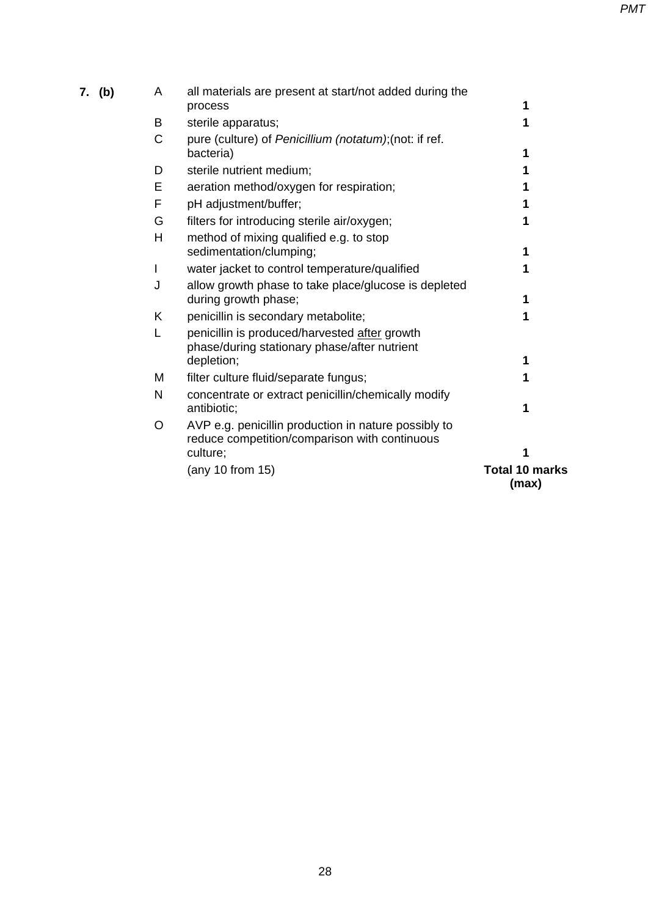| | | | |
|---|---|---|---|
| **7. (b)** | A | all materials are present at start/not added during the process | **1** |
| | B | sterile apparatus; | **1** |
| | C | pure (culture) of *Penicillium (notatum)*;(not: if ref. bacteria) | **1** |
| | D | sterile nutrient medium; | **1** |
| | E | aeration method/oxygen for respiration; | **1** |
| | F | pH adjustment/buffer; | **1** |
| | G | filters for introducing sterile air/oxygen; | **1** |
| | H | method of mixing qualified e.g. to stop sedimentation/clumping; | **1** |
| | I | water jacket to control temperature/qualified | **1** |
| | J | allow growth phase to take place/glucose is depleted during growth phase; | **1** |
| | K | penicillin is secondary metabolite; | **1** |
| | L | penicillin is produced/harvested <u>after</u> growth phase/during stationary phase/after nutrient depletion; | **1** |
| | M | filter culture fluid/separate fungus; | **1** |
| | N | concentrate or extract penicillin/chemically modify antibiotic; | **1** |
| | O | AVP e.g. penicillin production in nature possibly to reduce competition/comparison with continuous culture; | **1** |
| | | (any 10 from 15) | **Total 10 marks (max)** |